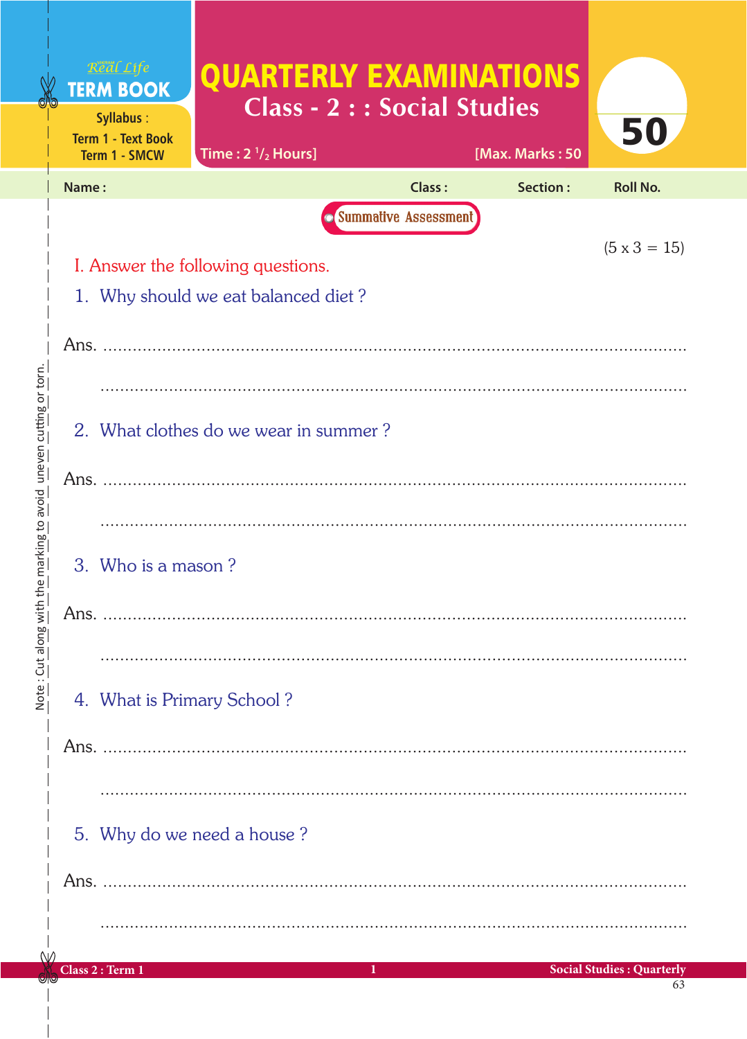Real Life
**TERM BOOK**

Syllabus :
Term 1 - Text Book
Term 1 - SMCW

# QUARTERLY EXAMINATIONS

## Class - 2 : : Social Studies

Time : 2 $^1/_2$ Hours] [Max. Marks : 50

**50**

Name : Class : Section : Roll No.

**Summative Assessment**

(5 x 3 = 15)

I. Answer the following questions.

1. Why should we eat balanced diet ?

Ans. ..........................................................................................................

..........................................................................................................

2. What clothes do we wear in summer ?

Ans. ..........................................................................................................

..........................................................................................................

3. Who is a mason ?

Ans. ..........................................................................................................

..........................................................................................................

4. What is Primary School ?

Ans. ..........................................................................................................

..........................................................................................................

5. Why do we need a house ?

Ans. ..........................................................................................................

..........................................................................................................

Note : Cut along with the marking to avoid uneven cutting or torn.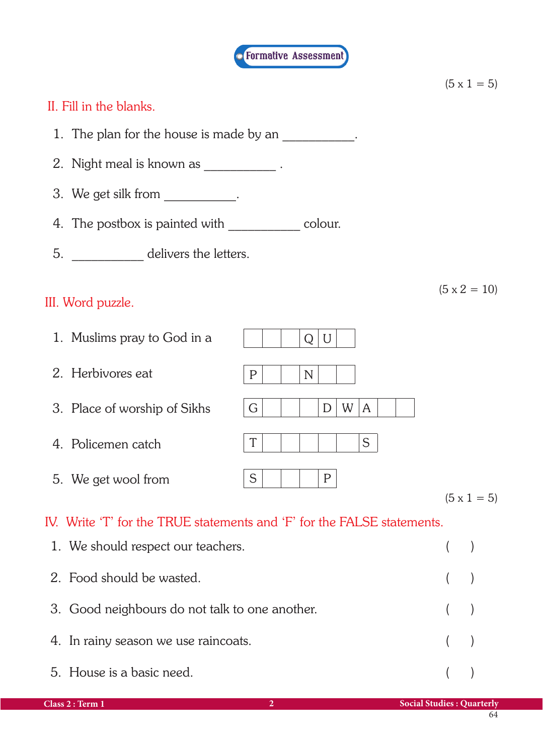**Formative Assessment**

(5 x 1 = 5)

## II. Fill in the blanks.

1. The plan for the house is made by an __________.
2. Night meal is known as __________ .
3. We get silk from __________.
4. The postbox is painted with __________ colour.
5. __________ delivers the letters.

(5 x 2 = 10)

## III. Word puzzle.

1. Muslims pray to God in a

| | | | Q | U | |
|---|---|---|---|---|---|

2. Herbivores eat

| P | | | N | | |
|---|---|---|---|---|---|

3. Place of worship of Sikhs

| G | | | | D | W | A | | |
|---|---|---|---|---|---|---|---|---|

4. Policemen catch

| T | | | | | | S |
|---|---|---|---|---|---|---|

5. We get wool from

| S | | | | P |
|---|---|---|---|---|

(5 x 1 = 5)

## IV. Write 'T' for the TRUE statements and 'F' for the FALSE statements.

1. We should respect our teachers. ( )
2. Food should be wasted. ( )
3. Good neighbours do not talk to one another. ( )
4. In rainy season we use raincoats. ( )
5. House is a basic need. ( )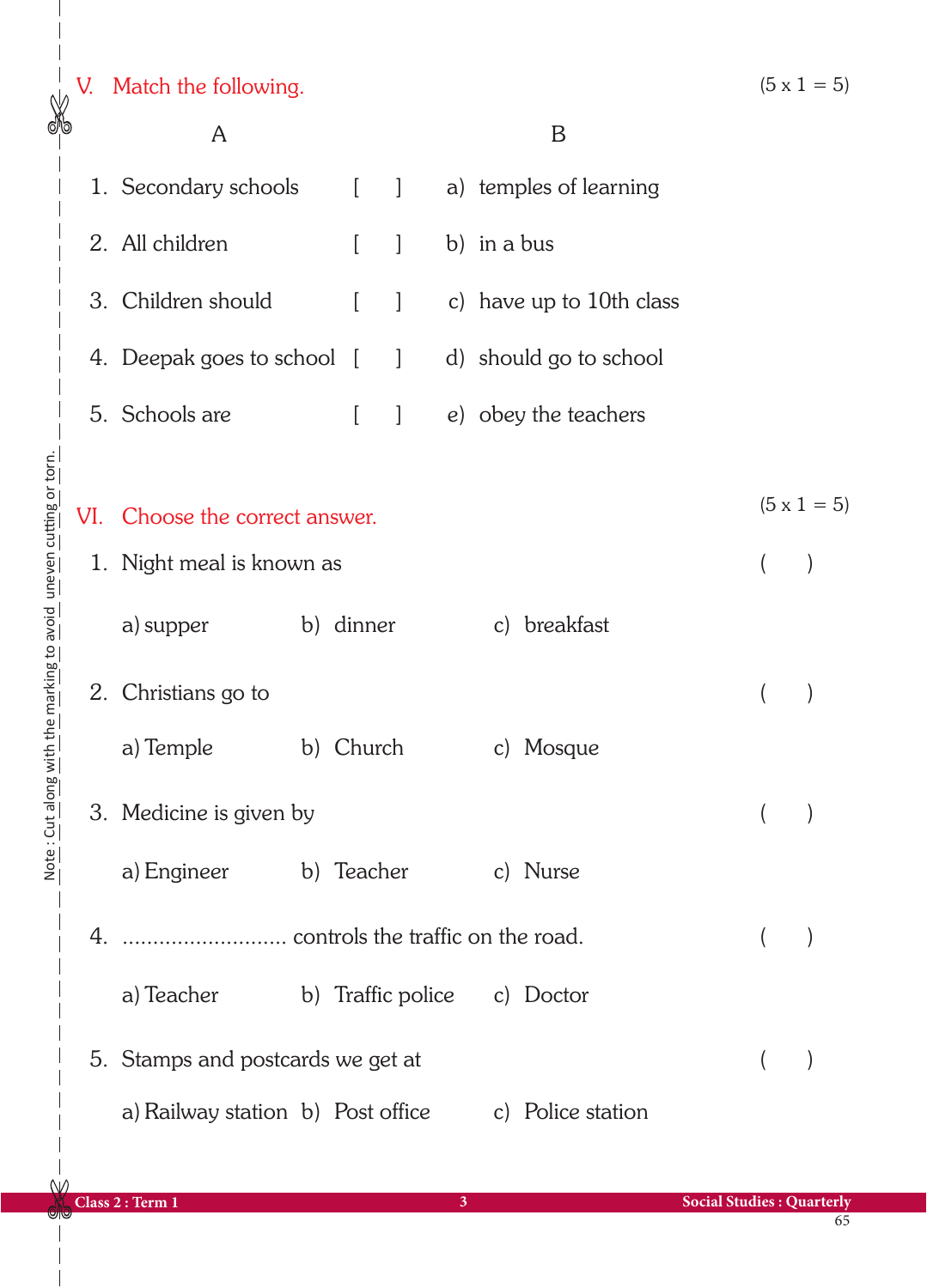## V. Match the following. (5 x 1 = 5)

| A | | B |
|---|---|---|
| 1. Secondary schools | [ ] | a) temples of learning |
| 2. All children | [ ] | b) in a bus |
| 3. Children should | [ ] | c) have up to 10th class |
| 4. Deepak goes to school | [ ] | d) should go to school |
| 5. Schools are | [ ] | e) obey the teachers |

## VI. Choose the correct answer. (5 x 1 = 5)

1. Night meal is known as ( )

   a) supper b) dinner c) breakfast

2. Christians go to ( )

   a) Temple b) Church c) Mosque

3. Medicine is given by ( )

   a) Engineer b) Teacher c) Nurse

4. ........................... controls the traffic on the road. ( )

   a) Teacher b) Traffic police c) Doctor

5. Stamps and postcards we get at ( )

   a) Railway station b) Post office c) Police station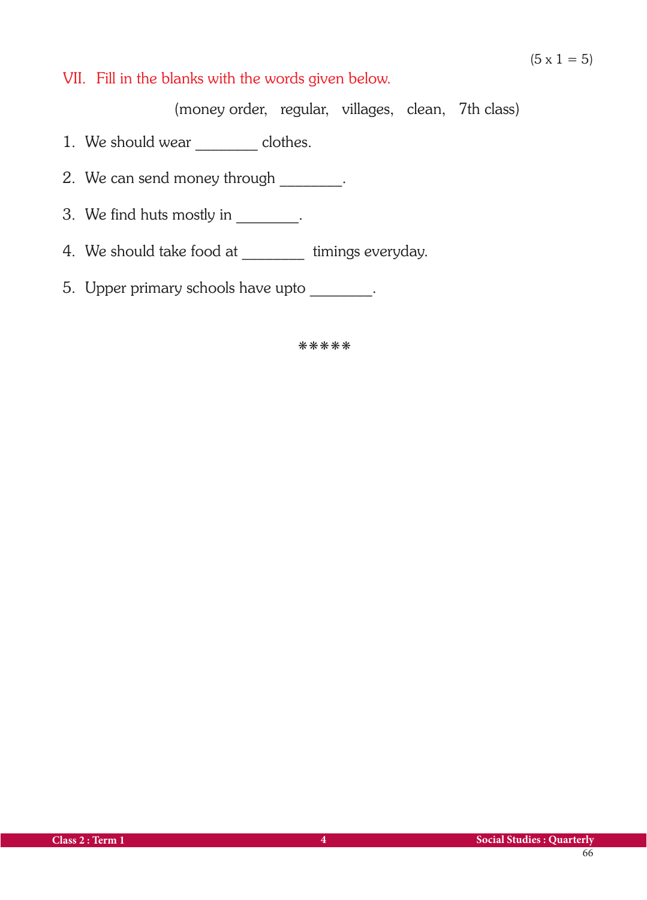(5 x 1 = 5)

## VII. Fill in the blanks with the words given below.

(money order, regular, villages, clean, 7th class)

1. We should wear ________ clothes.
2. We can send money through ________.
3. We find huts mostly in ________.
4. We should take food at ________ timings everyday.
5. Upper primary schools have upto ________.

*****